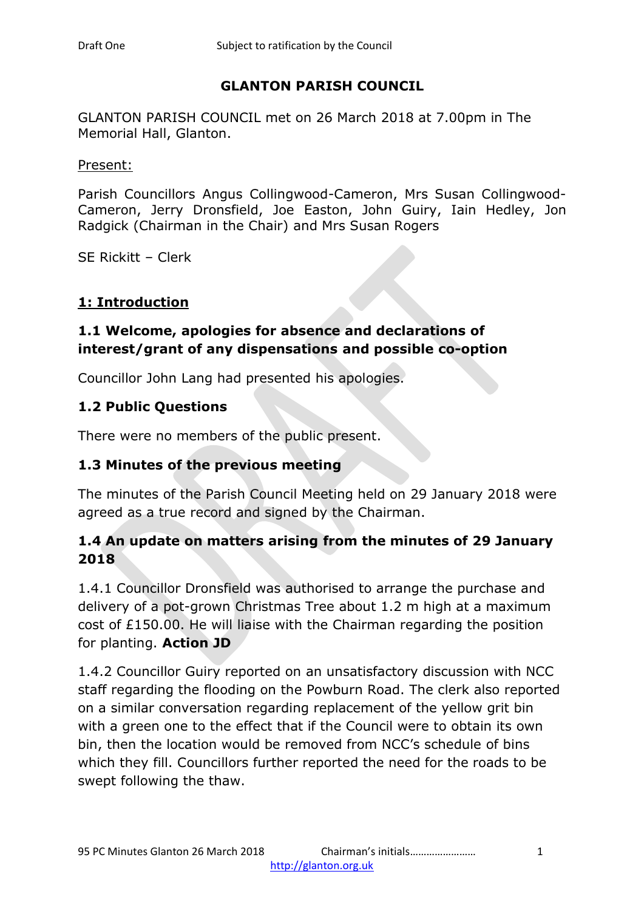# GLANTON PARISH COUNCIL

GLANTON PARISH COUNCIL met on 26 March 2018 at 7.00pm in The Memorial Hall, Glanton.

Present:

Parish Councillors Angus Collingwood-Cameron, Mrs Susan Collingwood-Cameron, Jerry Dronsfield, Joe Easton, John Guiry, Iain Hedley, Jon Radgick (Chairman in the Chair) and Mrs Susan Rogers

SE Rickitt – Clerk

## 1: Introduction

### 1.1 Welcome, apologies for absence and declarations of interest/grant of any dispensations and possible co-option

Councillor John Lang had presented his apologies.

### 1.2 Public Questions

There were no members of the public present.

### 1.3 Minutes of the previous meeting

The minutes of the Parish Council Meeting held on 29 January 2018 were agreed as a true record and signed by the Chairman.

### 1.4 An update on matters arising from the minutes of 29 January 2018

1.4.1 Councillor Dronsfield was authorised to arrange the purchase and delivery of a pot-grown Christmas Tree about 1.2 m high at a maximum cost of £150.00. He will liaise with the Chairman regarding the position for planting. **Action JD**

1.4.2 Councillor Guiry reported on an unsatisfactory discussion with NCC staff regarding the flooding on the Powburn Road. The clerk also reported on a similar conversation regarding replacement of the yellow grit bin with a green one to the effect that if the Council were to obtain its own bin, then the location would be removed from NCC's schedule of bins which they fill. Councillors further reported the need for the roads to be swept following the thaw.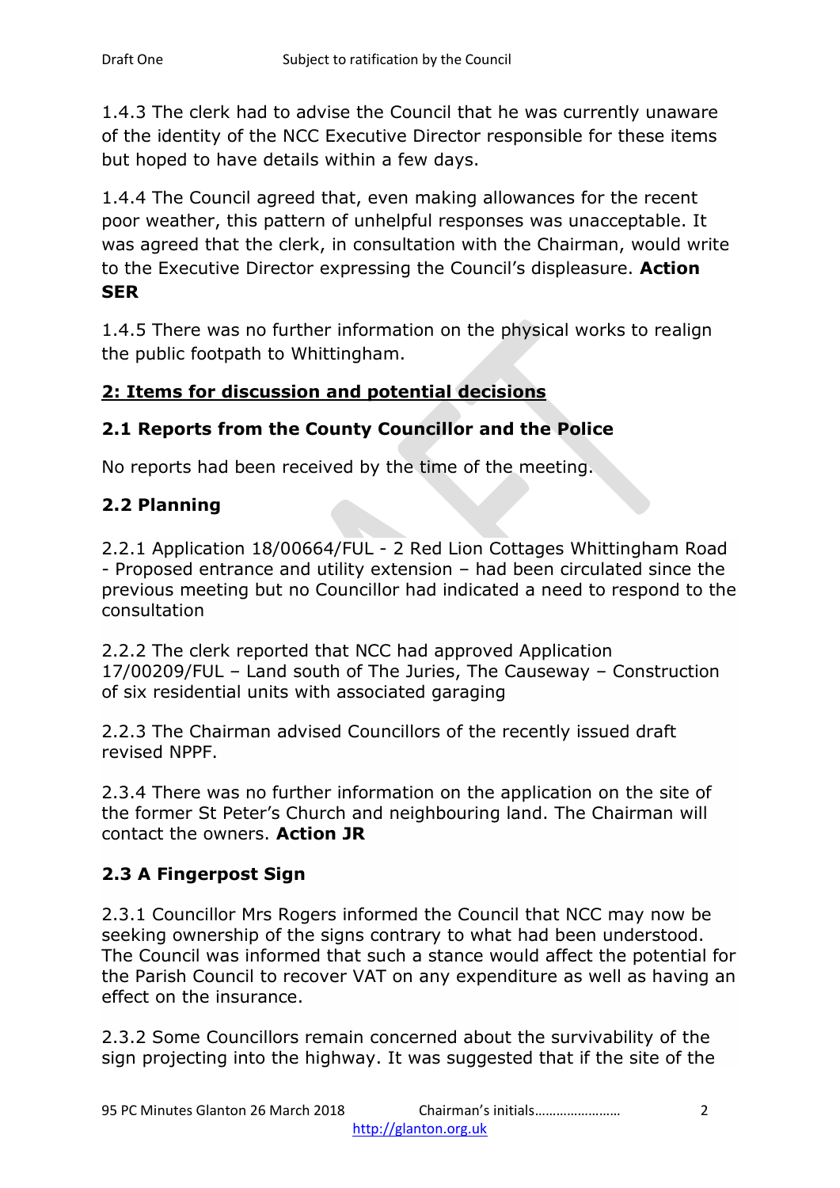1.4.3 The clerk had to advise the Council that he was currently unaware of the identity of the NCC Executive Director responsible for these items but hoped to have details within a few days.

1.4.4 The Council agreed that, even making allowances for the recent poor weather, this pattern of unhelpful responses was unacceptable. It was agreed that the clerk, in consultation with the Chairman, would write to the Executive Director expressing the Council's displeasure. **Action SER**

1.4.5 There was no further information on the physical works to realign the public footpath to Whittingham.

## 2: Items for discussion and potential decisions

### 2.1 Reports from the County Councillor and the Police

No reports had been received by the time of the meeting.

### 2.2 Planning

2.2.1 Application 18/00664/FUL - 2 Red Lion Cottages Whittingham Road - Proposed entrance and utility extension – had been circulated since the previous meeting but no Councillor had indicated a need to respond to the consultation

2.2.2 The clerk reported that NCC had approved Application 17/00209/FUL – Land south of The Juries, The Causeway – Construction of six residential units with associated garaging

2.2.3 The Chairman advised Councillors of the recently issued draft revised NPPF.

2.3.4 There was no further information on the application on the site of the former St Peter's Church and neighbouring land. The Chairman will contact the owners. **Action JR**

### 2.3 A Fingerpost Sign

2.3.1 Councillor Mrs Rogers informed the Council that NCC may now be seeking ownership of the signs contrary to what had been understood. The Council was informed that such a stance would affect the potential for the Parish Council to recover VAT on any expenditure as well as having an effect on the insurance.

2.3.2 Some Councillors remain concerned about the survivability of the sign projecting into the highway. It was suggested that if the site of the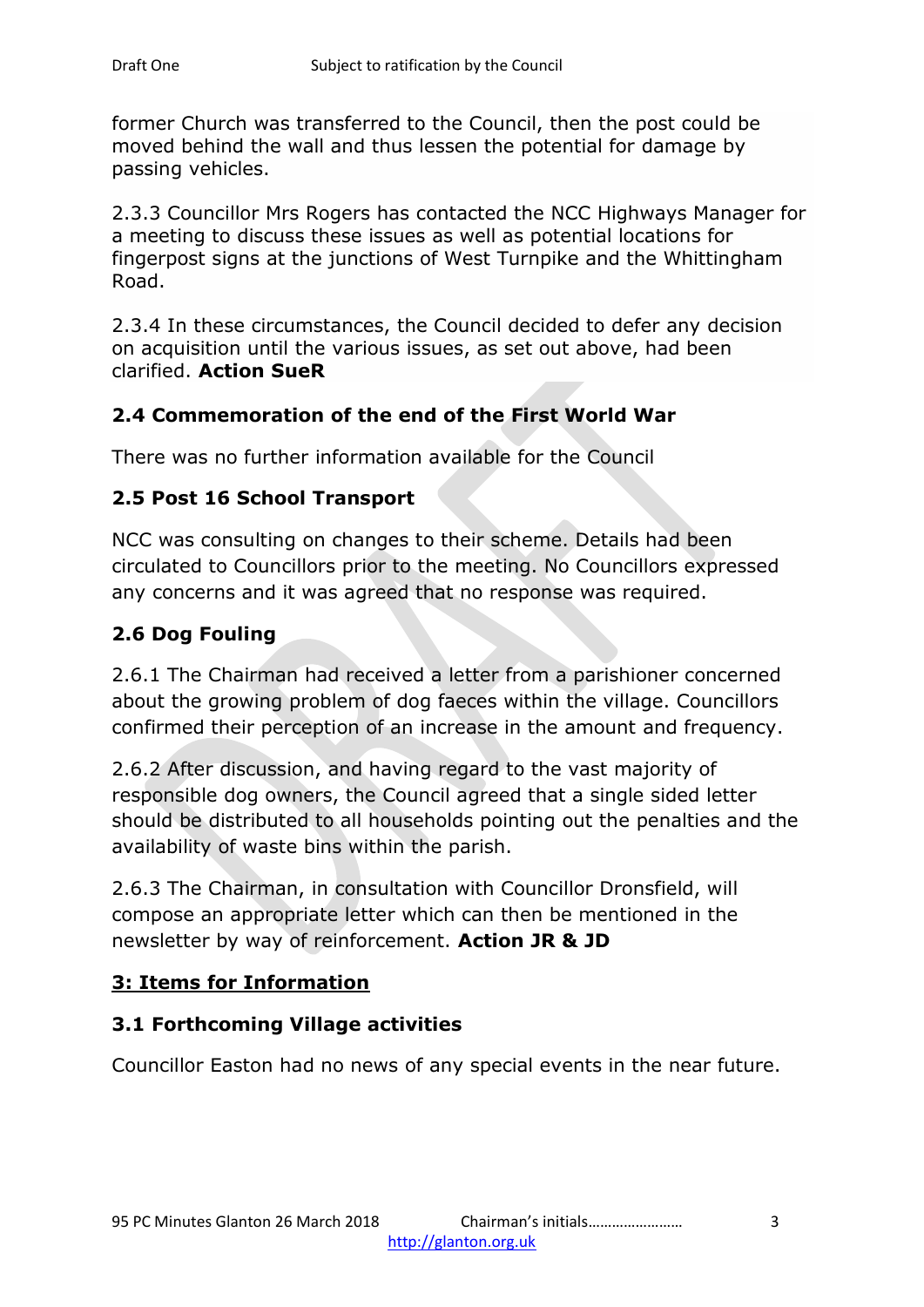former Church was transferred to the Council, then the post could be moved behind the wall and thus lessen the potential for damage by passing vehicles.

2.3.3 Councillor Mrs Rogers has contacted the NCC Highways Manager for a meeting to discuss these issues as well as potential locations for fingerpost signs at the junctions of West Turnpike and the Whittingham Road.

2.3.4 In these circumstances, the Council decided to defer any decision on acquisition until the various issues, as set out above, had been clarified. **Action SueR**

### 2.4 Commemoration of the end of the First World War

There was no further information available for the Council

### 2.5 Post 16 School Transport

NCC was consulting on changes to their scheme. Details had been circulated to Councillors prior to the meeting. No Councillors expressed any concerns and it was agreed that no response was required.

### 2.6 Dog Fouling

2.6.1 The Chairman had received a letter from a parishioner concerned about the growing problem of dog faeces within the village. Councillors confirmed their perception of an increase in the amount and frequency.

2.6.2 After discussion, and having regard to the vast majority of responsible dog owners, the Council agreed that a single sided letter should be distributed to all households pointing out the penalties and the availability of waste bins within the parish.

2.6.3 The Chairman, in consultation with Councillor Dronsfield, will compose an appropriate letter which can then be mentioned in the newsletter by way of reinforcement. **Action JR & JD**

## 3: Items for Information

### 3.1 Forthcoming Village activities

Councillor Easton had no news of any special events in the near future.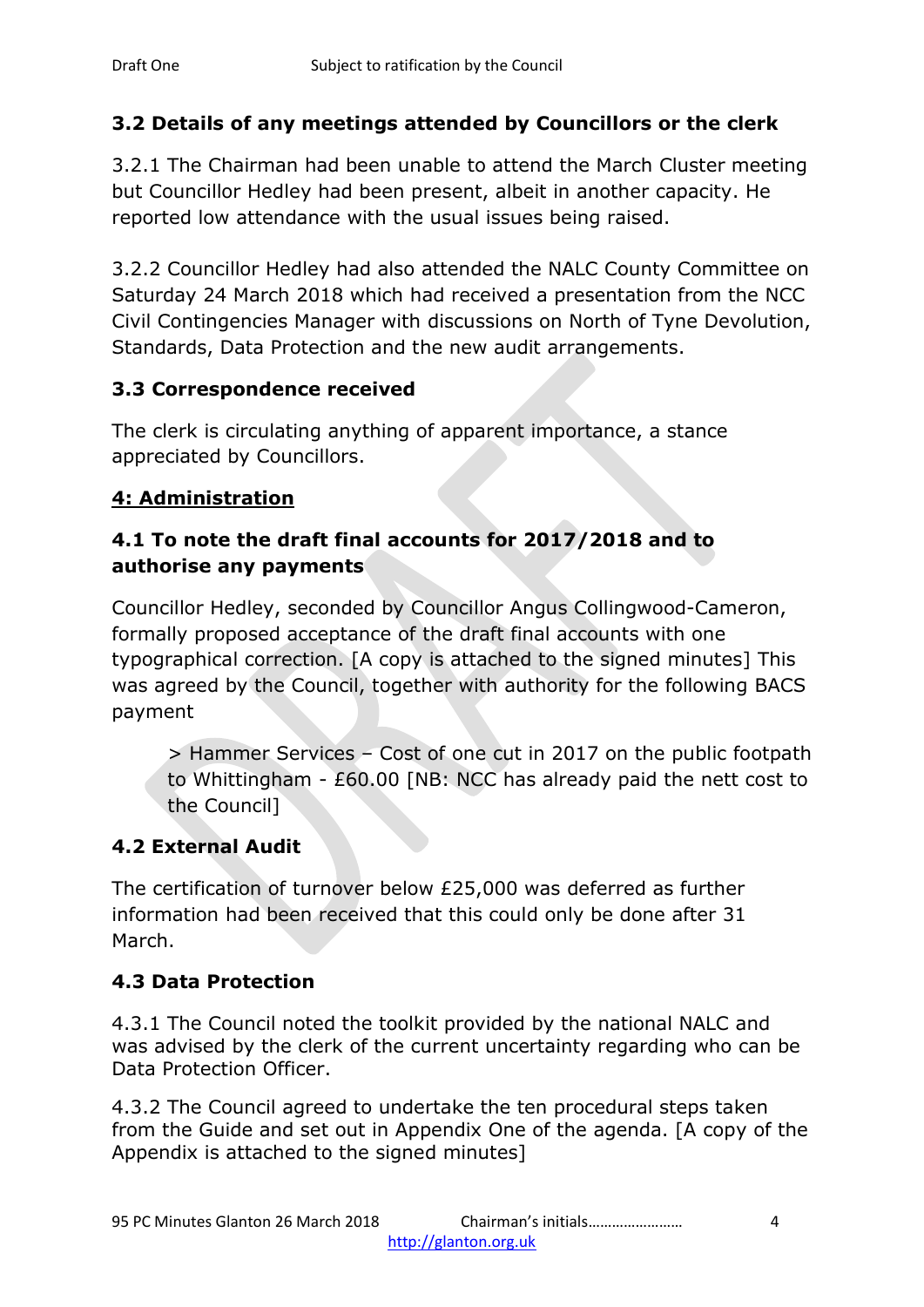### 3.2 Details of any meetings attended by Councillors or the clerk

3.2.1 The Chairman had been unable to attend the March Cluster meeting but Councillor Hedley had been present, albeit in another capacity. He reported low attendance with the usual issues being raised.

3.2.2 Councillor Hedley had also attended the NALC County Committee on Saturday 24 March 2018 which had received a presentation from the NCC Civil Contingencies Manager with discussions on North of Tyne Devolution, Standards, Data Protection and the new audit arrangements.

### 3.3 Correspondence received

The clerk is circulating anything of apparent importance, a stance appreciated by Councillors.

## 4: Administration

### 4.1 To note the draft final accounts for 2017/2018 and to authorise any payments

Councillor Hedley, seconded by Councillor Angus Collingwood-Cameron, formally proposed acceptance of the draft final accounts with one typographical correction. [A copy is attached to the signed minutes] This was agreed by the Council, together with authority for the following BACS payment

> > Hammer Services – Cost of one cut in 2017 on the public footpath to Whittingham - £60.00 [NB: NCC has already paid the nett cost to the Council]

### 4.2 External Audit

The certification of turnover below £25,000 was deferred as further information had been received that this could only be done after 31 March.

### 4.3 Data Protection

4.3.1 The Council noted the toolkit provided by the national NALC and was advised by the clerk of the current uncertainty regarding who can be Data Protection Officer.

4.3.2 The Council agreed to undertake the ten procedural steps taken from the Guide and set out in Appendix One of the agenda. [A copy of the Appendix is attached to the signed minutes]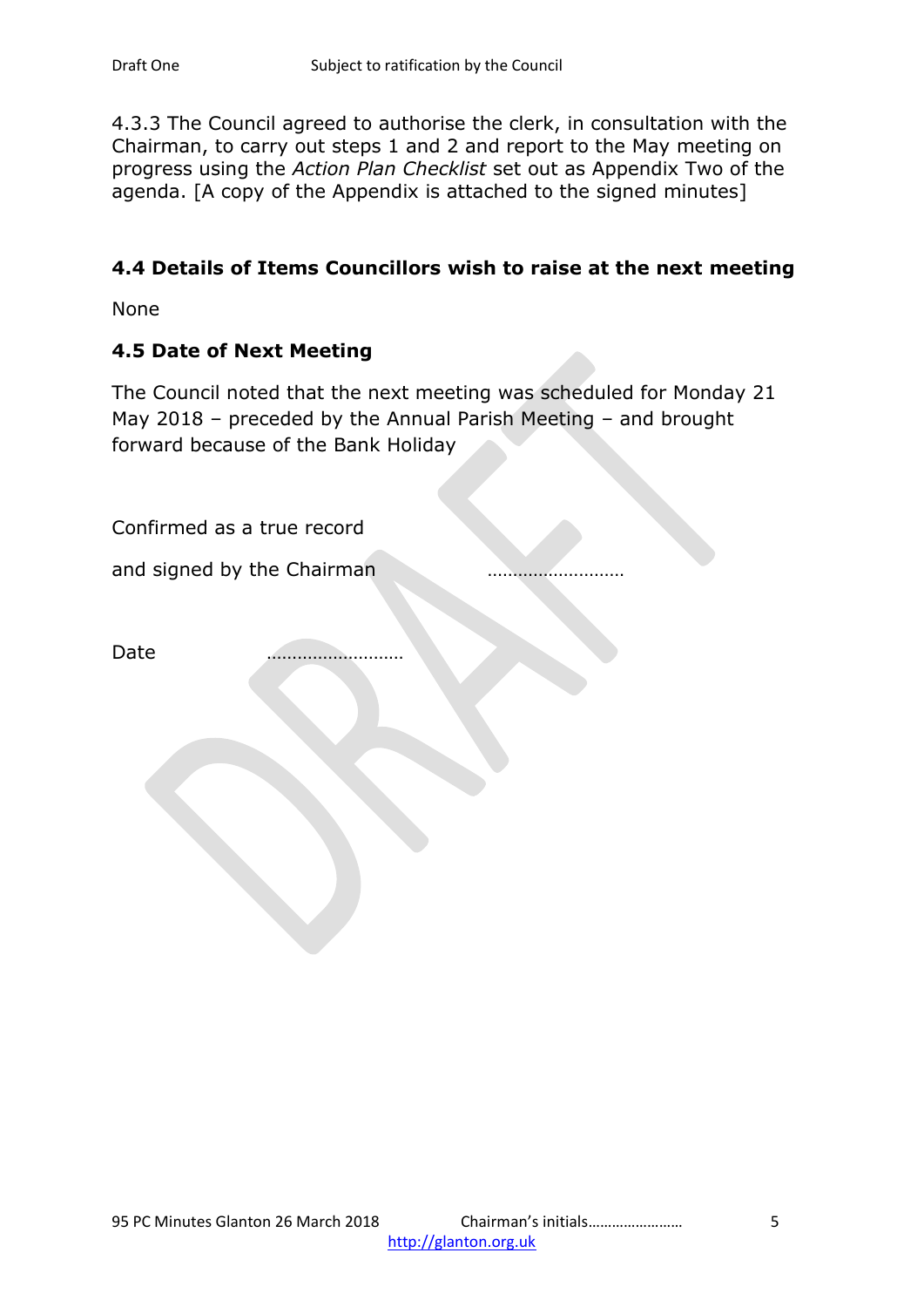4.3.3 The Council agreed to authorise the clerk, in consultation with the Chairman, to carry out steps 1 and 2 and report to the May meeting on progress using the *Action Plan Checklist* set out as Appendix Two of the agenda. [A copy of the Appendix is attached to the signed minutes]

## 4.4 Details of Items Councillors wish to raise at the next meeting

None

## 4.5 Date of Next Meeting

The Council noted that the next meeting was scheduled for Monday 21 May 2018 – preceded by the Annual Parish Meeting – and brought forward because of the Bank Holiday

Confirmed as a true record

and signed by the Chairman ………………………

Date ………………………